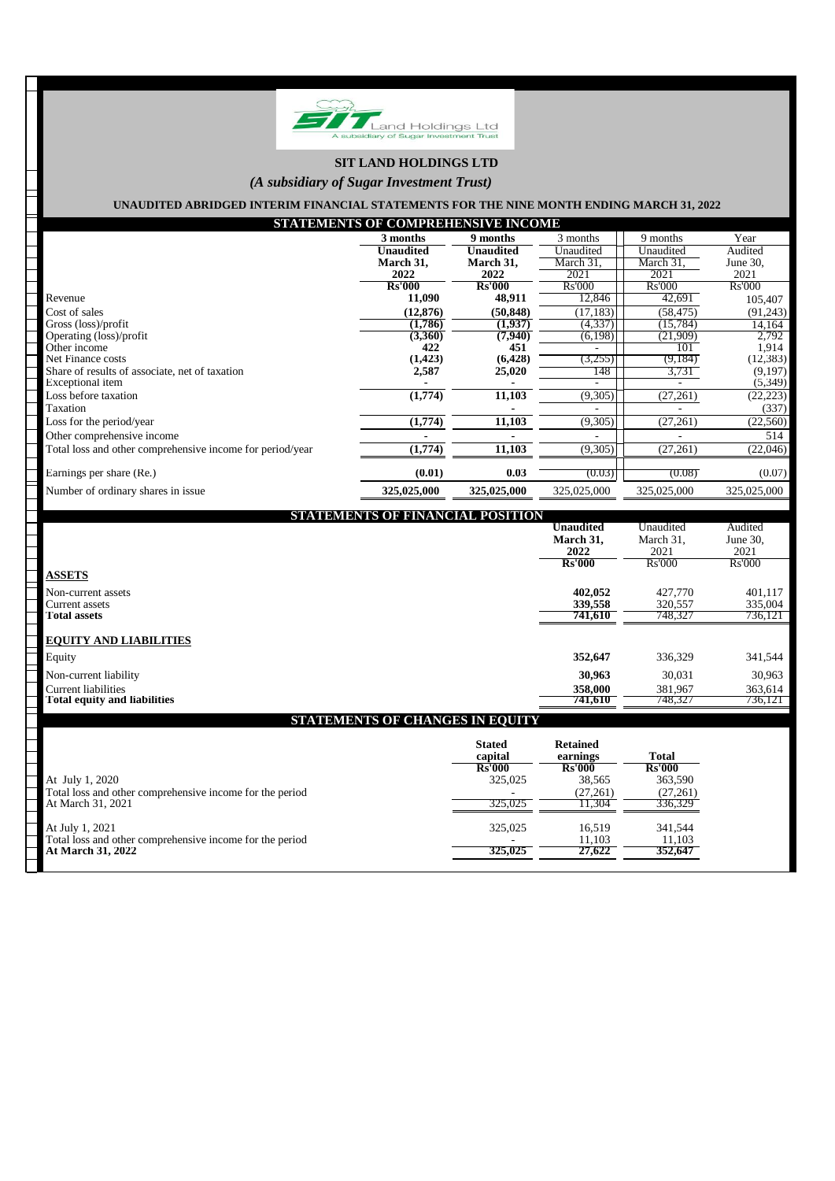# SIT LAND HOLDINGS LTD

***(A subsidiary of Sugar Investment Trust)***

**UNAUDITED ABRIDGED INTERIM FINANCIAL STATEMENTS FOR THE NINE MONTH ENDING MARCH 31, 2022**

## STATEMENTS OF COMPREHENSIVE INCOME

| | 3 months | 9 months | 3 months | 9 months | Year |
|---|---|---|---|---|---|
| | **Unaudited** | **Unaudited** | Unaudited | Unaudited | Audited |
| | **March 31, 2022** | **March 31, 2022** | March 31, 2021 | March 31, 2021 | June 30, 2021 |
| | **Rs'000** | **Rs'000** | Rs'000 | Rs'000 | Rs'000 |
| Revenue | **11,090** | **48,911** | 12,846 | 42,691 | 105,407 |
| Cost of sales | **(12,876)** | **(50,848)** | (17,183) | (58,475) | (91,243) |
| Gross (loss)/profit | **(1,786)** | **(1,937)** | (4,337) | (15,784) | 14,164 |
| Operating (loss)/profit | **(3,360)** | **(7,940)** | (6,198) | (21,909) | 2,792 |
| Other income | **422** | **451** | - | 101 | 1,914 |
| Net Finance costs | **(1,423)** | **(6,428)** | (3,255) | (9,184) | (12,383) |
| Share of results of associate, net of taxation | **2,587** | **25,020** | 148 | 3,731 | (9,197) |
| Exceptional item | **-** | **-** | - | - | (5,349) |
| Loss before taxation | **(1,774)** | **11,103** | (9,305) | (27,261) | (22,223) |
| Taxation | **-** | **-** | - | - | (337) |
| Loss for the period/year | **(1,774)** | **11,103** | (9,305) | (27,261) | (22,560) |
| Other comprehensive income | **-** | **-** | - | - | 514 |
| Total loss and other comprehensive income for period/year | **(1,774)** | **11,103** | (9,305) | (27,261) | (22,046) |
| Earnings per share (Re.) | **(0.01)** | **0.03** | (0.03) | (0.08) | (0.07) |
| Number of ordinary shares in issue | **325,025,000** | **325,025,000** | 325,025,000 | 325,025,000 | 325,025,000 |

## STATEMENTS OF FINANCIAL POSITION

| | **Unaudited** | Unaudited | Audited |
|---|---|---|---|
| | **March 31, 2022** | March 31, 2021 | June 30, 2021 |
| | **Rs'000** | Rs'000 | Rs'000 |
| **ASSETS** | | | |
| Non-current assets | **402,052** | 427,770 | 401,117 |
| Current assets | **339,558** | 320,557 | 335,004 |
| **Total assets** | **741,610** | 748,327 | 736,121 |
| **EQUITY AND LIABILITIES** | | | |
| Equity | **352,647** | 336,329 | 341,544 |
| Non-current liability | **30,963** | 30,031 | 30,963 |
| Current liabilities | **358,000** | 381,967 | 363,614 |
| **Total equity and liabilities** | **741,610** | 748,327 | 736,121 |

## STATEMENTS OF CHANGES IN EQUITY

| | **Stated capital** | **Retained earnings** | **Total** |
|---|---|---|---|
| | **Rs'000** | **Rs'000** | **Rs'000** |
| At July 1, 2020 | 325,025 | 38,565 | 363,590 |
| Total loss and other comprehensive income for the period | - | (27,261) | (27,261) |
| At March 31, 2021 | 325,025 | 11,304 | 336,329 |
| At July 1, 2021 | 325,025 | 16,519 | 341,544 |
| Total loss and other comprehensive income for the period | - | 11,103 | 11,103 |
| **At March 31, 2022** | **325,025** | **27,622** | **352,647** |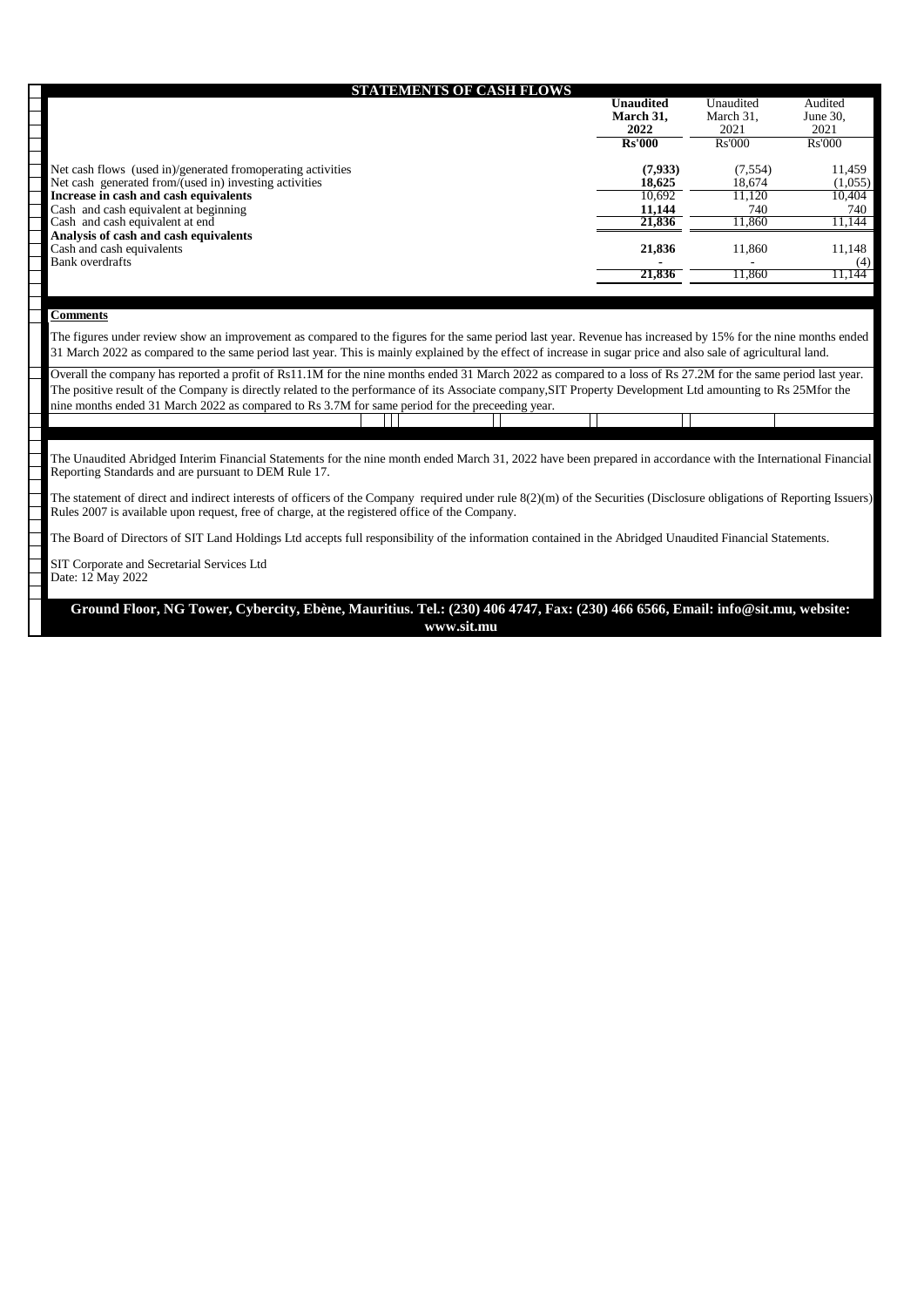## STATEMENTS OF CASH FLOWS

| | **Unaudited March 31, 2022** | Unaudited March 31, 2021 | Audited June 30, 2021 |
|---|---|---|---|
| | **Rs'000** | Rs'000 | Rs'000 |
| Net cash flows (used in)/generated fromoperating activities | **(7,933)** | (7,554) | 11,459 |
| Net cash generated from/(used in) investing activities | **18,625** | 18,674 | (1,055) |
| **Increase in cash and cash equivalents** | 10,692 | 11,120 | 10,404 |
| Cash and cash equivalent at beginning | **11,144** | 740 | 740 |
| Cash and cash equivalent at end | **21,836** | 11,860 | 11,144 |
| **Analysis of cash and cash equivalents** | | | |
| Cash and cash equivalents | **21,836** | 11,860 | 11,148 |
| Bank overdrafts | **-** | - | (4) |
| | **21,836** | 11,860 | 11,144 |

**Comments**

The figures under review show an improvement as compared to the figures for the same period last year. Revenue has increased by 15% for the nine months ended 31 March 2022 as compared to the same period last year. This is mainly explained by the effect of increase in sugar price and also sale of agricultural land.

Overall the company has reported a profit of Rs11.1M for the nine months ended 31 March 2022 as compared to a loss of Rs 27.2M for the same period last year. The positive result of the Company is directly related to the performance of its Associate company,SIT Property Development Ltd amounting to Rs 25Mfor the nine months ended 31 March 2022 as compared to Rs 3.7M for same period for the preceeding year.

The Unaudited Abridged Interim Financial Statements for the nine month ended March 31, 2022 have been prepared in accordance with the International Financial Reporting Standards and are pursuant to DEM Rule 17.

The statement of direct and indirect interests of officers of the Company required under rule 8(2)(m) of the Securities (Disclosure obligations of Reporting Issuers) Rules 2007 is available upon request, free of charge, at the registered office of the Company.

The Board of Directors of SIT Land Holdings Ltd accepts full responsibility of the information contained in the Abridged Unaudited Financial Statements.

SIT Corporate and Secretarial Services Ltd
Date: 12 May 2022

**Ground Floor, NG Tower, Cybercity, Ebène, Mauritius. Tel.: (230) 406 4747, Fax: (230) 466 6566, Email: info@sit.mu, website: www.sit.mu**